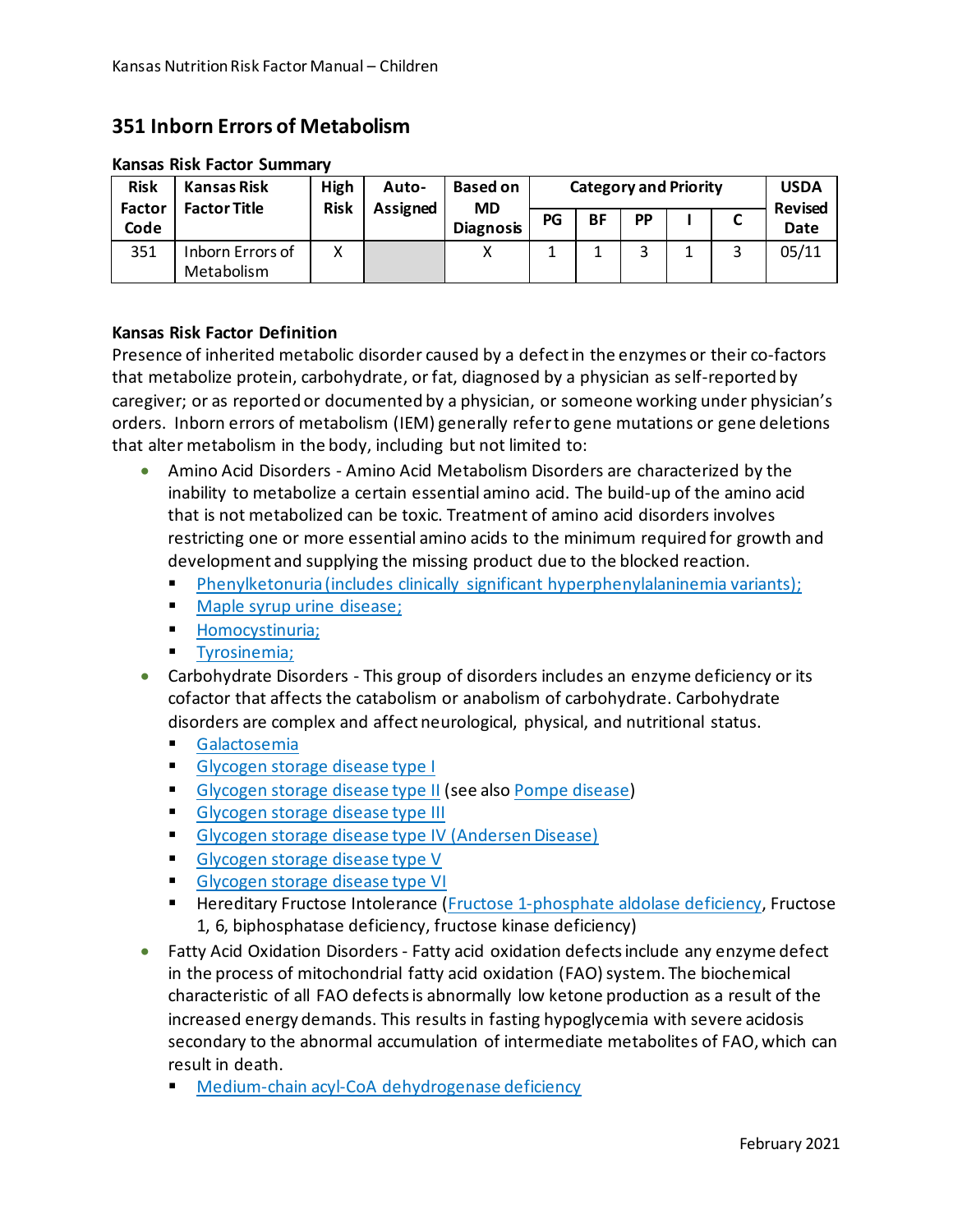# 351 Inborn Errors of Metabolism

**Kansas Risk Factor Summary**

| Risk Factor Code | Kansas Risk Factor Title | High Risk | Auto-Assigned | Based on MD Diagnosis | Category and Priority | | | | | USDA Revised Date |
|---|---|---|---|---|---|---|---|---|---|---|
| | | | | | PG | BF | PP | I | C | |
| 351 | Inborn Errors of Metabolism | X | | X | 1 | 1 | 3 | 1 | 3 | 05/11 |

**Kansas Risk Factor Definition**

Presence of inherited metabolic disorder caused by a defect in the enzymes or their co-factors that metabolize protein, carbohydrate, or fat, diagnosed by a physician as self-reported by caregiver; or as reported or documented by a physician, or someone working under physician's orders. Inborn errors of metabolism (IEM) generally refer to gene mutations or gene deletions that alter metabolism in the body, including but not limited to:

- Amino Acid Disorders - Amino Acid Metabolism Disorders are characterized by the inability to metabolize a certain essential amino acid. The build-up of the amino acid that is not metabolized can be toxic. Treatment of amino acid disorders involves restricting one or more essential amino acids to the minimum required for growth and development and supplying the missing product due to the blocked reaction.
  - Phenylketonuria (includes clinically significant hyperphenylalaninemia variants);
  - Maple syrup urine disease;
  - Homocystinuria;
  - Tyrosinemia;
- Carbohydrate Disorders - This group of disorders includes an enzyme deficiency or its cofactor that affects the catabolism or anabolism of carbohydrate. Carbohydrate disorders are complex and affect neurological, physical, and nutritional status.
  - Galactosemia
  - Glycogen storage disease type I
  - Glycogen storage disease type II (see also Pompe disease)
  - Glycogen storage disease type III
  - Glycogen storage disease type IV (Andersen Disease)
  - Glycogen storage disease type V
  - Glycogen storage disease type VI
  - Hereditary Fructose Intolerance (Fructose 1-phosphate aldolase deficiency, Fructose 1, 6, biphosphatase deficiency, fructose kinase deficiency)
- Fatty Acid Oxidation Disorders - Fatty acid oxidation defects include any enzyme defect in the process of mitochondrial fatty acid oxidation (FAO) system. The biochemical characteristic of all FAO defects is abnormally low ketone production as a result of the increased energy demands. This results in fasting hypoglycemia with severe acidosis secondary to the abnormal accumulation of intermediate metabolites of FAO, which can result in death.
  - Medium-chain acyl-CoA dehydrogenase deficiency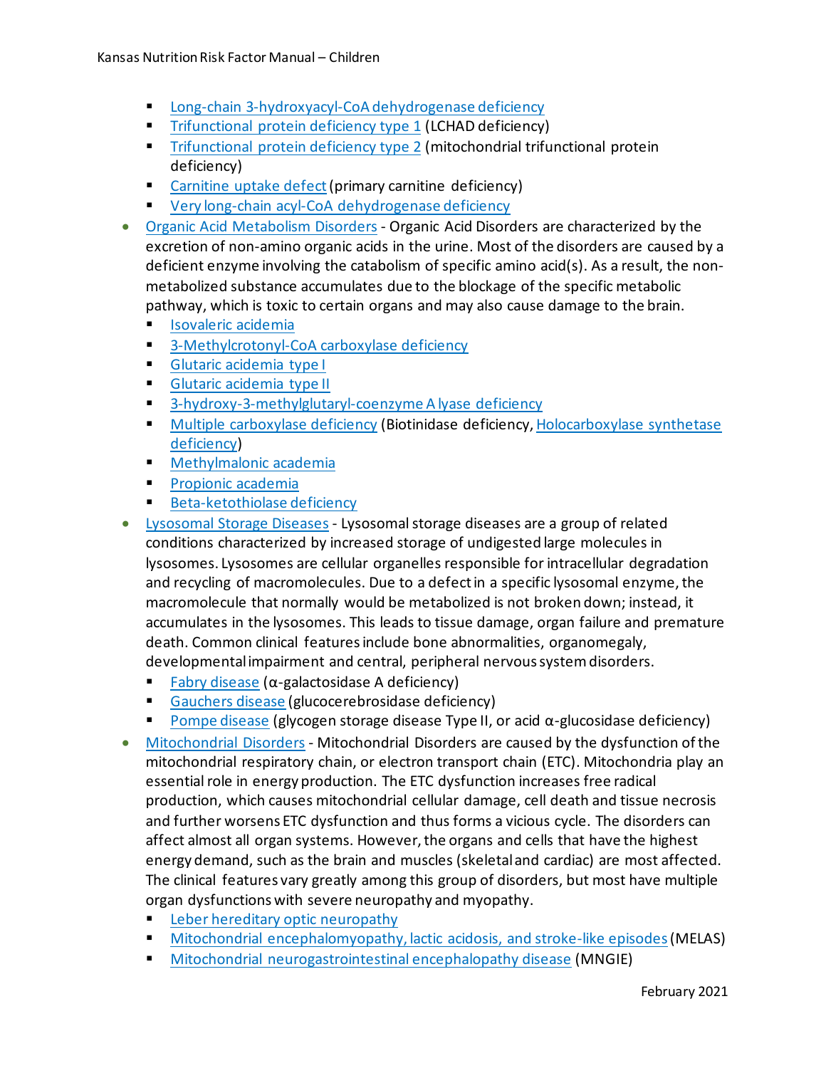- Long-chain 3-hydroxyacyl-CoA dehydrogenase deficiency
        - Trifunctional protein deficiency type 1 (LCHAD deficiency)
        - Trifunctional protein deficiency type 2 (mitochondrial trifunctional protein deficiency)
        - Carnitine uptake defect (primary carnitine deficiency)
        - Very long-chain acyl-CoA dehydrogenase deficiency
    - Organic Acid Metabolism Disorders - Organic Acid Disorders are characterized by the excretion of non-amino organic acids in the urine. Most of the disorders are caused by a deficient enzyme involving the catabolism of specific amino acid(s). As a result, the non-metabolized substance accumulates due to the blockage of the specific metabolic pathway, which is toxic to certain organs and may also cause damage to the brain.
        - Isovaleric acidemia
        - 3-Methylcrotonyl-CoA carboxylase deficiency
        - Glutaric acidemia type I
        - Glutaric acidemia type II
        - 3-hydroxy-3-methylglutaryl-coenzyme A lyase deficiency
        - Multiple carboxylase deficiency (Biotinidase deficiency, Holocarboxylase synthetase deficiency)
        - Methylmalonic academia
        - Propionic academia
        - Beta-ketothiolase deficiency
    - Lysosomal Storage Diseases - Lysosomal storage diseases are a group of related conditions characterized by increased storage of undigested large molecules in lysosomes. Lysosomes are cellular organelles responsible for intracellular degradation and recycling of macromolecules. Due to a defect in a specific lysosomal enzyme, the macromolecule that normally would be metabolized is not broken down; instead, it accumulates in the lysosomes. This leads to tissue damage, organ failure and premature death. Common clinical features include bone abnormalities, organomegaly, developmental impairment and central, peripheral nervous system disorders.
        - Fabry disease (α-galactosidase A deficiency)
        - Gauchers disease (glucocerebrosidase deficiency)
        - Pompe disease (glycogen storage disease Type II, or acid α-glucosidase deficiency)
    - Mitochondrial Disorders - Mitochondrial Disorders are caused by the dysfunction of the mitochondrial respiratory chain, or electron transport chain (ETC). Mitochondria play an essential role in energy production. The ETC dysfunction increases free radical production, which causes mitochondrial cellular damage, cell death and tissue necrosis and further worsens ETC dysfunction and thus forms a vicious cycle. The disorders can affect almost all organ systems. However, the organs and cells that have the highest energy demand, such as the brain and muscles (skeletal and cardiac) are most affected. The clinical features vary greatly among this group of disorders, but most have multiple organ dysfunctions with severe neuropathy and myopathy.
        - Leber hereditary optic neuropathy
        - Mitochondrial encephalomyopathy, lactic acidosis, and stroke-like episodes (MELAS)
        - Mitochondrial neurogastrointestinal encephalopathy disease (MNGIE)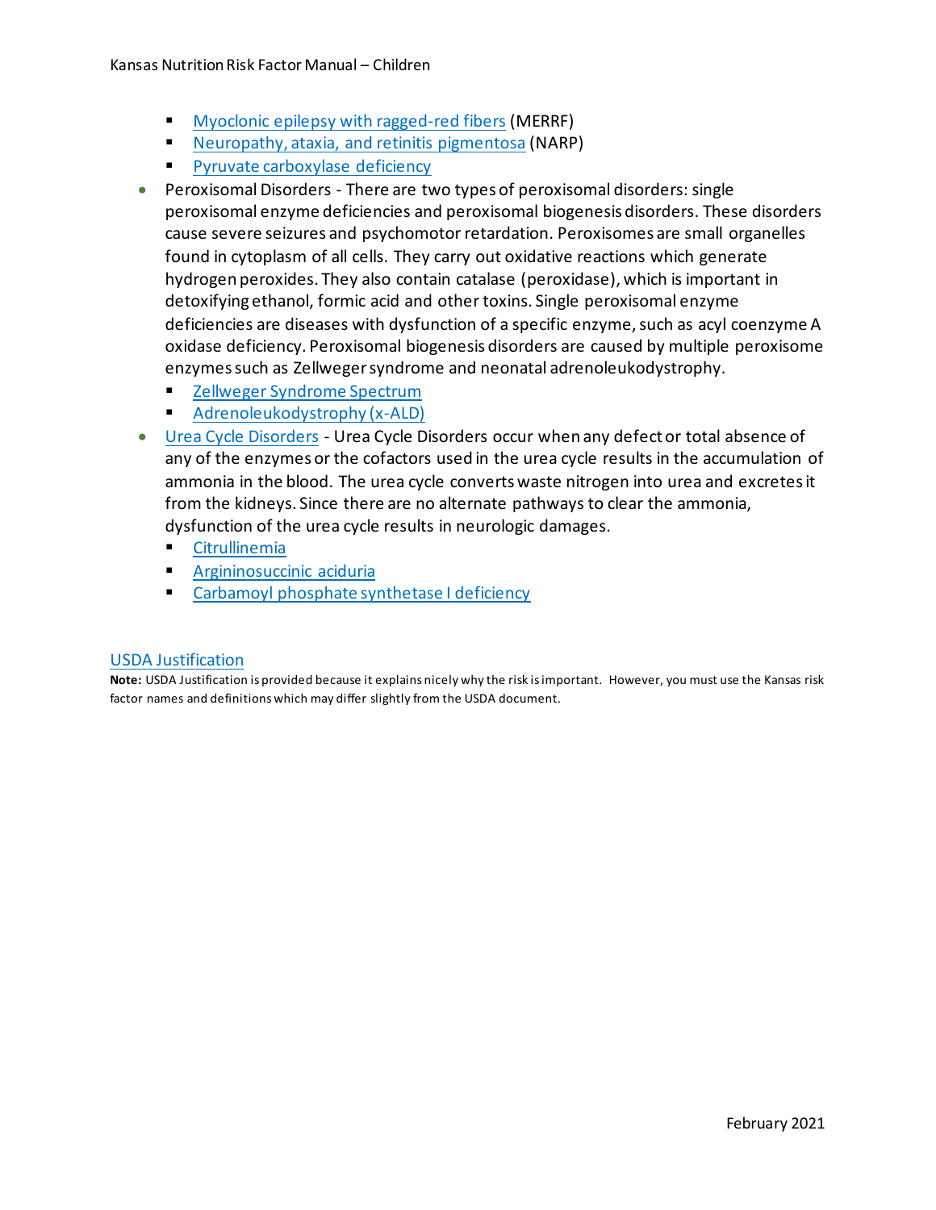- Myoclonic epilepsy with ragged-red fibers (MERRF)
  - Neuropathy, ataxia, and retinitis pigmentosa (NARP)
  - Pyruvate carboxylase deficiency
- Peroxisomal Disorders - There are two types of peroxisomal disorders: single peroxisomal enzyme deficiencies and peroxisomal biogenesis disorders. These disorders cause severe seizures and psychomotor retardation. Peroxisomes are small organelles found in cytoplasm of all cells. They carry out oxidative reactions which generate hydrogen peroxides. They also contain catalase (peroxidase), which is important in detoxifying ethanol, formic acid and other toxins. Single peroxisomal enzyme deficiencies are diseases with dysfunction of a specific enzyme, such as acyl coenzyme A oxidase deficiency. Peroxisomal biogenesis disorders are caused by multiple peroxisome enzymes such as Zellweger syndrome and neonatal adrenoleukodystrophy.
  - Zellweger Syndrome Spectrum
  - Adrenoleukodystrophy (x-ALD)
- Urea Cycle Disorders - Urea Cycle Disorders occur when any defect or total absence of any of the enzymes or the cofactors used in the urea cycle results in the accumulation of ammonia in the blood. The urea cycle converts waste nitrogen into urea and excretes it from the kidneys. Since there are no alternate pathways to clear the ammonia, dysfunction of the urea cycle results in neurologic damages.
  - Citrullinemia
  - Argininosuccinic aciduria
  - Carbamoyl phosphate synthetase I deficiency

USDA Justification

**Note:** USDA Justification is provided because it explains nicely why the risk is important. However, you must use the Kansas risk factor names and definitions which may differ slightly from the USDA document.